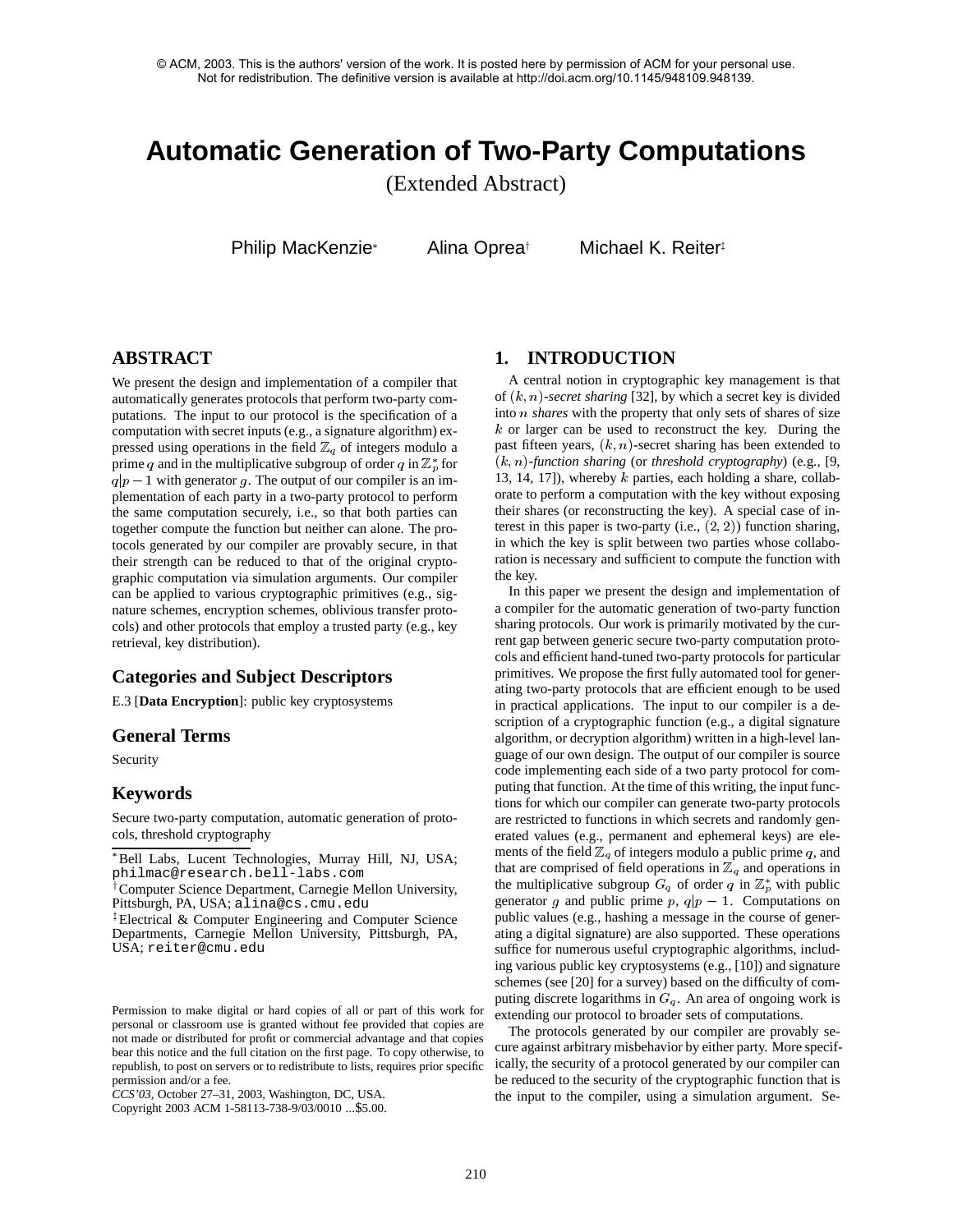© ACM, 2003. This is the authors' version of the work. It is posted here by permission of ACM for your personal use. Not for redistribution. The definitive version is available at http://doi.acm.org/10.1145/948109.948139.

# Automatic Generation of Two-Party Computations

(Extended Abstract)

Philip MacKenzie[*] Alina Oprea[†] Michael K. Reiter[‡]

## ABSTRACT

We present the design and implementation of a compiler that automatically generates protocols that perform two-party computations. The input to our protocol is the specification of a computation with secret inputs (e.g., a signature algorithm) expressed using operations in the field $\mathbb{Z}_q$ of integers modulo a prime $q$ and in the multiplicative subgroup of order $q$ in $\mathbb{Z}_p^*$ for $q|p-1$ with generator $g$. The output of our compiler is an implementation of each party in a two-party protocol to perform the same computation securely, i.e., so that both parties can together compute the function but neither can alone. The protocols generated by our compiler are provably secure, in that their strength can be reduced to that of the original cryptographic computation via simulation arguments. Our compiler can be applied to various cryptographic primitives (e.g., signature schemes, encryption schemes, oblivious transfer protocols) and other protocols that employ a trusted party (e.g., key retrieval, key distribution).

### Categories and Subject Descriptors

E.3 [**Data Encryption**]: public key cryptosystems

### General Terms

Security

### Keywords

Secure two-party computation, automatic generation of protocols, threshold cryptography

[*]Bell Labs, Lucent Technologies, Murray Hill, NJ, USA; philmac@research.bell-labs.com

[†]Computer Science Department, Carnegie Mellon University, Pittsburgh, PA, USA; alina@cs.cmu.edu

[‡]Electrical & Computer Engineering and Computer Science Departments, Carnegie Mellon University, Pittsburgh, PA, USA; reiter@cmu.edu

Permission to make digital or hard copies of all or part of this work for personal or classroom use is granted without fee provided that copies are not made or distributed for profit or commercial advantage and that copies bear this notice and the full citation on the first page. To copy otherwise, to republish, to post on servers or to redistribute to lists, requires prior specific permission and/or a fee.

*CCS'03*, October 27–31, 2003, Washington, DC, USA.

Copyright 2003 ACM 1-58113-738-9/03/0010 ...$5.00.

## 1. INTRODUCTION

A central notion in cryptographic key management is that of $(k, n)$-*secret sharing* [32], by which a secret key is divided into $n$ *shares* with the property that only sets of shares of size $k$ or larger can be used to reconstruct the key. During the past fifteen years, $(k, n)$-secret sharing has been extended to $(k, n)$-*function sharing* (or *threshold cryptography*) (e.g., [9, 13, 14, 17]), whereby $k$ parties, each holding a share, collaborate to perform a computation with the key without exposing their shares (or reconstructing the key). A special case of interest in this paper is two-party (i.e., $(2, 2)$) function sharing, in which the key is split between two parties whose collaboration is necessary and sufficient to compute the function with the key.

In this paper we present the design and implementation of a compiler for the automatic generation of two-party function sharing protocols. Our work is primarily motivated by the current gap between generic secure two-party computation protocols and efficient hand-tuned two-party protocols for particular primitives. We propose the first fully automated tool for generating two-party protocols that are efficient enough to be used in practical applications. The input to our compiler is a description of a cryptographic function (e.g., a digital signature algorithm, or decryption algorithm) written in a high-level language of our own design. The output of our compiler is source code implementing each side of a two party protocol for computing that function. At the time of this writing, the input functions for which our compiler can generate two-party protocols are restricted to functions in which secrets and randomly generated values (e.g., permanent and ephemeral keys) are elements of the field $\mathbb{Z}_q$ of integers modulo a public prime $q$, and that are comprised of field operations in $\mathbb{Z}_q$ and operations in the multiplicative subgroup $G_q$ of order $q$ in $\mathbb{Z}_p^*$ with public generator $g$ and public prime $p$, $q|p-1$. Computations on public values (e.g., hashing a message in the course of generating a digital signature) are also supported. These operations suffice for numerous useful cryptographic algorithms, including various public key cryptosystems (e.g., [10]) and signature schemes (see [20] for a survey) based on the difficulty of computing discrete logarithms in $G_q$. An area of ongoing work is extending our protocol to broader sets of computations.

The protocols generated by our compiler are provably secure against arbitrary misbehavior by either party. More specifically, the security of a protocol generated by our compiler can be reduced to the security of the cryptographic function that is the input to the compiler, using a simulation argument. Se-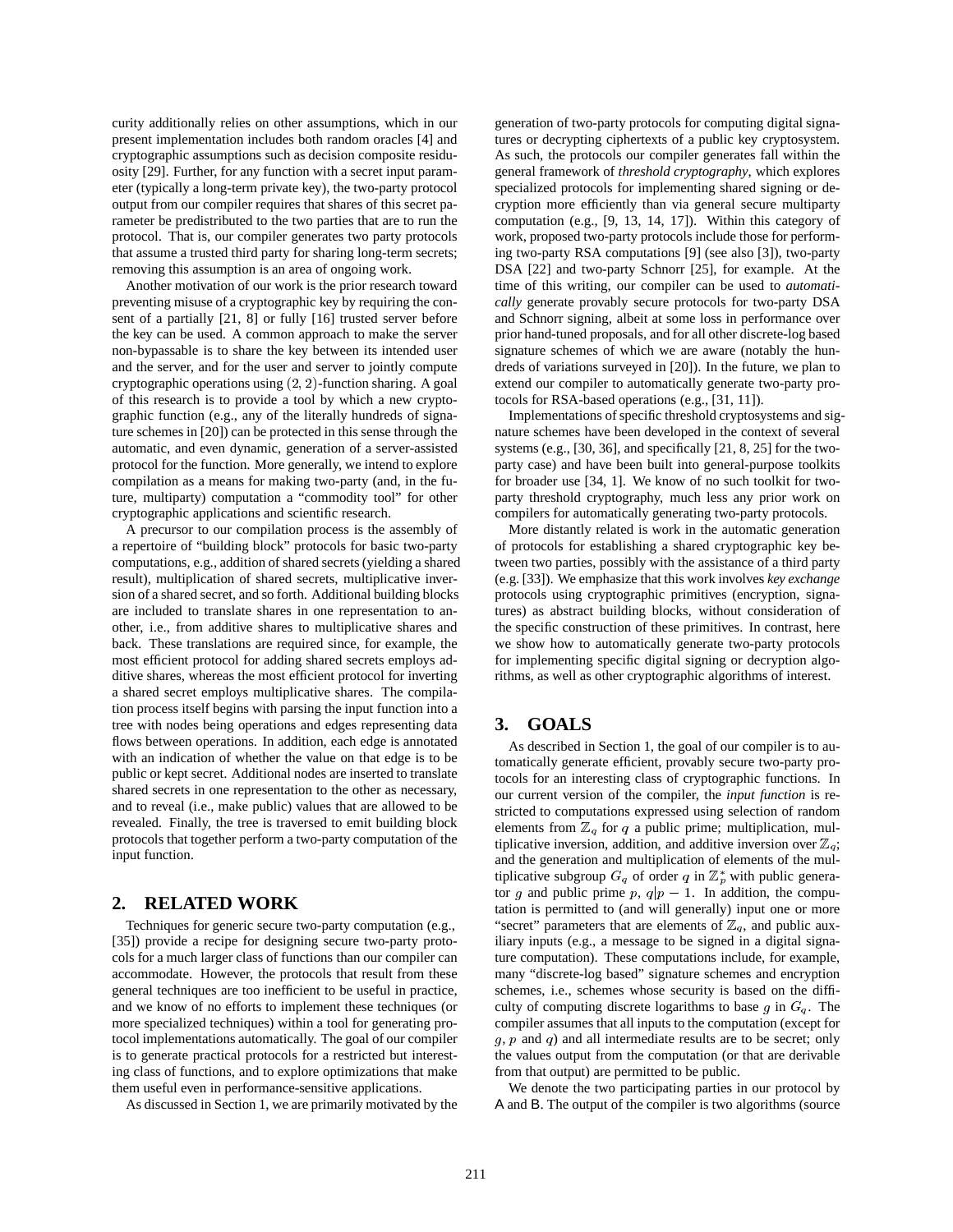curity additionally relies on other assumptions, which in our present implementation includes both random oracles [4] and cryptographic assumptions such as decision composite residuosity [29]. Further, for any function with a secret input parameter (typically a long-term private key), the two-party protocol output from our compiler requires that shares of this secret parameter be predistributed to the two parties that are to run the protocol. That is, our compiler generates two party protocols that assume a trusted third party for sharing long-term secrets; removing this assumption is an area of ongoing work.

Another motivation of our work is the prior research toward preventing misuse of a cryptographic key by requiring the consent of a partially [21, 8] or fully [16] trusted server before the key can be used. A common approach to make the server non-bypassable is to share the key between its intended user and the server, and for the user and server to jointly compute cryptographic operations using $(2, 2)$-function sharing. A goal of this research is to provide a tool by which a new cryptographic function (e.g., any of the literally hundreds of signature schemes in [20]) can be protected in this sense through the automatic, and even dynamic, generation of a server-assisted protocol for the function. More generally, we intend to explore compilation as a means for making two-party (and, in the future, multiparty) computation a "commodity tool" for other cryptographic applications and scientific research.

A precursor to our compilation process is the assembly of a repertoire of "building block" protocols for basic two-party computations, e.g., addition of shared secrets (yielding a shared result), multiplication of shared secrets, multiplicative inversion of a shared secret, and so forth. Additional building blocks are included to translate shares in one representation to another, i.e., from additive shares to multiplicative shares and back. These translations are required since, for example, the most efficient protocol for adding shared secrets employs additive shares, whereas the most efficient protocol for inverting a shared secret employs multiplicative shares. The compilation process itself begins with parsing the input function into a tree with nodes being operations and edges representing data flows between operations. In addition, each edge is annotated with an indication of whether the value on that edge is to be public or kept secret. Additional nodes are inserted to translate shared secrets in one representation to the other as necessary, and to reveal (i.e., make public) values that are allowed to be revealed. Finally, the tree is traversed to emit building block protocols that together perform a two-party computation of the input function.

## 2. RELATED WORK

Techniques for generic secure two-party computation (e.g., [35]) provide a recipe for designing secure two-party protocols for a much larger class of functions than our compiler can accommodate. However, the protocols that result from these general techniques are too inefficient to be useful in practice, and we know of no efforts to implement these techniques (or more specialized techniques) within a tool for generating protocol implementations automatically. The goal of our compiler is to generate practical protocols for a restricted but interesting class of functions, and to explore optimizations that make them useful even in performance-sensitive applications.

As discussed in Section 1, we are primarily motivated by the generation of two-party protocols for computing digital signatures or decrypting ciphertexts of a public key cryptosystem. As such, the protocols our compiler generates fall within the general framework of *threshold cryptography*, which explores specialized protocols for implementing shared signing or decryption more efficiently than via general secure multiparty computation (e.g., [9, 13, 14, 17]). Within this category of work, proposed two-party protocols include those for performing two-party RSA computations [9] (see also [3]), two-party DSA [22] and two-party Schnorr [25], for example. At the time of this writing, our compiler can be used to *automatically* generate provably secure protocols for two-party DSA and Schnorr signing, albeit at some loss in performance over prior hand-tuned proposals, and for all other discrete-log based signature schemes of which we are aware (notably the hundreds of variations surveyed in [20]). In the future, we plan to extend our compiler to automatically generate two-party protocols for RSA-based operations (e.g., [31, 11]).

Implementations of specific threshold cryptosystems and signature schemes have been developed in the context of several systems (e.g., [30, 36], and specifically [21, 8, 25] for the two-party case) and have been built into general-purpose toolkits for broader use [34, 1]. We know of no such toolkit for two-party threshold cryptography, much less any prior work on compilers for automatically generating two-party protocols.

More distantly related is work in the automatic generation of protocols for establishing a shared cryptographic key between two parties, possibly with the assistance of a third party (e.g. [33]). We emphasize that this work involves *key exchange* protocols using cryptographic primitives (encryption, signatures) as abstract building blocks, without consideration of the specific construction of these primitives. In contrast, here we show how to automatically generate two-party protocols for implementing specific digital signing or decryption algorithms, as well as other cryptographic algorithms of interest.

## 3. GOALS

As described in Section 1, the goal of our compiler is to automatically generate efficient, provably secure two-party protocols for an interesting class of cryptographic functions. In our current version of the compiler, the *input function* is restricted to computations expressed using selection of random elements from $\mathbb{Z}_q$ for $q$ a public prime; multiplication, multiplicative inversion, addition, and additive inversion over $\mathbb{Z}_q$; and the generation and multiplication of elements of the multiplicative subgroup $G_q$ of order $q$ in $\mathbb{Z}_p^*$ with public generator $g$ and public prime $p$, $q|p-1$. In addition, the computation is permitted to (and will generally) input one or more "secret" parameters that are elements of $\mathbb{Z}_q$, and public auxiliary inputs (e.g., a message to be signed in a digital signature computation). These computations include, for example, many "discrete-log based" signature schemes and encryption schemes, i.e., schemes whose security is based on the difficulty of computing discrete logarithms to base $g$ in $G_q$. The compiler assumes that all inputs to the computation (except for $g$, $p$ and $q$) and all intermediate results are to be secret; only the values output from the computation (or that are derivable from that output) are permitted to be public.

We denote the two participating parties in our protocol by A and B. The output of the compiler is two algorithms (source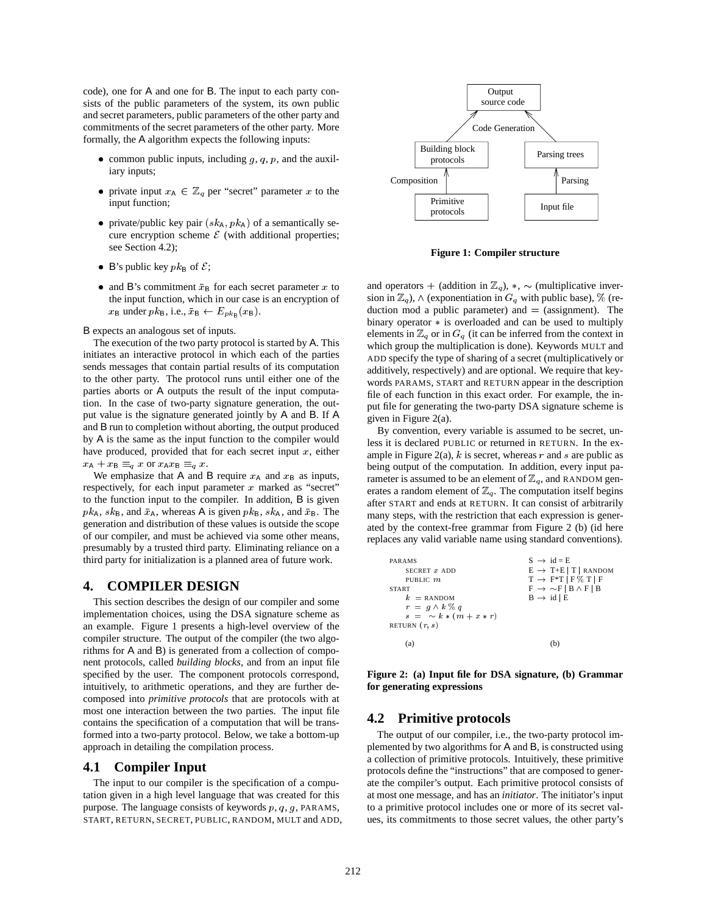code), one for A and one for B. The input to each party consists of the public parameters of the system, its own public and secret parameters, public parameters of the other party and commitments of the secret parameters of the other party. More formally, the A algorithm expects the following inputs:

- common public inputs, including $g$, $q$, $p$, and the auxiliary inputs;
- private input $x_\mathsf{A} \in \mathbb{Z}_q$ per "secret" parameter $x$ to the input function;
- private/public key pair $(sk_\mathsf{A}, pk_\mathsf{A})$ of a semantically secure encryption scheme $\mathcal{E}$ (with additional properties; see Section 4.2);
- B's public key $pk_\mathsf{B}$ of $\mathcal{E}$;
- and B's commitment $\bar{x}_\mathsf{B}$ for each secret parameter $x$ to the input function, which in our case is an encryption of $x_\mathsf{B}$ under $pk_\mathsf{B}$, i.e., $\bar{x}_\mathsf{B} \leftarrow E_{pk_\mathsf{B}}(x_\mathsf{B})$.

B expects an analogous set of inputs.

The execution of the two party protocol is started by A. This initiates an interactive protocol in which each of the parties sends messages that contain partial results of its computation to the other party. The protocol runs until either one of the parties aborts or A outputs the result of the input computation. In the case of two-party signature generation, the output value is the signature generated jointly by A and B. If A and B run to completion without aborting, the output produced by A is the same as the input function to the compiler would have produced, provided that for each secret input $x$, either $x_\mathsf{A} + x_\mathsf{B} \equiv_q x$ or $x_\mathsf{A} x_\mathsf{B} \equiv_q x$.

We emphasize that A and B require $x_\mathsf{A}$ and $x_\mathsf{B}$ as inputs, respectively, for each input parameter $x$ marked as "secret" to the function input to the compiler. In addition, B is given $pk_\mathsf{A}$, $sk_\mathsf{B}$, and $\bar{x}_\mathsf{A}$, whereas A is given $pk_\mathsf{B}$, $sk_\mathsf{A}$, and $\bar{x}_\mathsf{B}$. The generation and distribution of these values is outside the scope of our compiler, and must be achieved via some other means, presumably by a trusted third party. Eliminating reliance on a third party for initialization is a planned area of future work.

## 4. COMPILER DESIGN

This section describes the design of our compiler and some implementation choices, using the DSA signature scheme as an example. Figure 1 presents a high-level overview of the compiler structure. The output of the compiler (the two algorithms for A and B) is generated from a collection of component protocols, called *building blocks*, and from an input file specified by the user. The component protocols correspond, intuitively, to arithmetic operations, and they are further decomposed into *primitive protocols* that are protocols with at most one interaction between the two parties. The input file contains the specification of a computation that will be transformed into a two-party protocol. Below, we take a bottom-up approach in detailing the compilation process.

### 4.1 Compiler Input

The input to our compiler is the specification of a computation given in a high level language that was created for this purpose. The language consists of keywords $p$, $q$, $g$, PARAMS, START, RETURN, SECRET, PUBLIC, RANDOM, MULT and ADD, and operators $+$ (addition in $\mathbb{Z}_q$), $*$, $\sim$ (multiplicative inversion in $\mathbb{Z}_q$), $\wedge$ (exponentiation in $G_q$ with public base), % (reduction mod a public parameter) and $=$ (assignment). The binary operator $*$ is overloaded and can be used to multiply elements in $\mathbb{Z}_q$ or in $G_q$ (it can be inferred from the context in which group the multiplication is done). Keywords MULT and ADD specify the type of sharing of a secret (multiplicatively or additively, respectively) and are optional. We require that keywords PARAMS, START and RETURN appear in the description file of each function in this exact order. For example, the input file for generating the two-party DSA signature scheme is given in Figure 2(a).

Output source code / Code Generation / Building block protocols / Parsing trees / Composition / Parsing / Primitive protocols / Input file

**Figure 1: Compiler structure**

By convention, every variable is assumed to be secret, unless it is declared PUBLIC or returned in RETURN. In the example in Figure 2(a), $k$ is secret, whereas $r$ and $s$ are public as being output of the computation. In addition, every input parameter is assumed to be an element of $\mathbb{Z}_q$, and RANDOM generates a random element of $\mathbb{Z}_q$. The computation itself begins after START and ends at RETURN. It can consist of arbitrarily many steps, with the restriction that each expression is generated by the context-free grammar from Figure 2 (b) (id here replaces any valid variable name using standard conventions).

```
PARAMS
    SECRET x ADD
    PUBLIC m
START
    k = RANDOM
    r = g ∧ k % q
    s = ∼ k * (m + x * r)
RETURN (r, s)

(a)
```

```
S → id = E
E → T+E | T | RANDOM
T → F*T | F % T | F
F → ∼F | B ∧ F | B
B → id | E

(b)
```

**Figure 2: (a) Input file for DSA signature, (b) Grammar for generating expressions**

### 4.2 Primitive protocols

The output of our compiler, i.e., the two-party protocol implemented by two algorithms for A and B, is constructed using a collection of primitive protocols. Intuitively, these primitive protocols define the "instructions" that are composed to generate the compiler's output. Each primitive protocol consists of at most one message, and has an *initiator*. The initiator's input to a primitive protocol includes one or more of its secret values, its commitments to those secret values, the other party's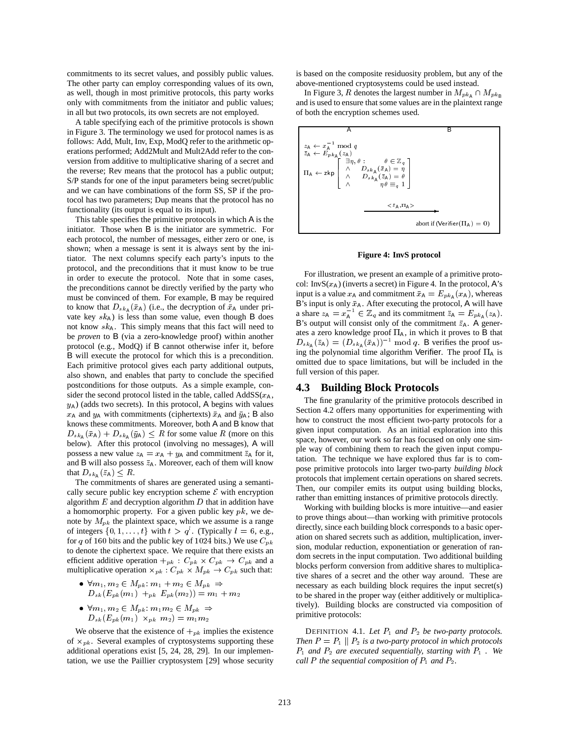commitments to its secret values, and possibly public values. The other party can employ corresponding values of its own, as well, though in most primitive protocols, this party works only with commitments from the initiator and public values; in all but two protocols, its own secrets are not employed.

A table specifying each of the primitive protocols is shown in Figure 3. The terminology we used for protocol names is as follows: Add, Mult, Inv, Exp, ModQ refer to the arithmetic operations performed; Add2Mult and Mult2Add refer to the conversion from additive to multiplicative sharing of a secret and the reverse; Rev means that the protocol has a public output; S/P stands for one of the input parameters being secret/public and we can have combinations of the form SS, SP if the protocol has two parameters; Dup means that the protocol has no functionality (its output is equal to its input).

This table specifies the primitive protocols in which A is the initiator. Those when B is the initiator are symmetric. For each protocol, the number of messages, either zero or one, is shown; when a message is sent it is always sent by the initiator. The next columns specify each party's inputs to the protocol, and the preconditions that it must know to be true in order to execute the protocol. Note that in some cases, the preconditions cannot be directly verified by the party who must be convinced of them. For example, B may be required to know that $D_{sk_A}(\bar{x}_A)$ (i.e., the decryption of $\bar{x}_A$ under private key $sk_A$) is less than some value, even though B does not know $sk_A$. This simply means that this fact will need to be *proven* to B (via a zero-knowledge proof) within another protocol (e.g., ModQ) if B cannot otherwise infer it, before B will execute the protocol for which this is a precondition. Each primitive protocol gives each party additional outputs, also shown, and enables that party to conclude the specified postconditions for those outputs. As a simple example, consider the second protocol listed in the table, called AddSS($x_A$, $y_A$) (adds two secrets). In this protocol, A begins with values $x_A$ and $y_A$ with commitments (ciphertexts) $\bar{x}_A$ and $\bar{y}_A$; B also knows these commitments. Moreover, both A and B know that $D_{sk_A}(\bar{x}_A) + D_{sk_A}(\bar{y}_A) \leq R$ for some value $R$ (more on this below). After this protocol (involving no messages), A will possess a new value $z_A = x_A + y_A$ and commitment $\bar{z}_A$ for it, and B will also possess $\bar{z}_A$. Moreover, each of them will know that $D_{sk_A}(\bar{z}_A) \leq R$.

The commitments of shares are generated using a semantically secure public key encryption scheme $\mathcal{E}$ with encryption algorithm $E$ and decryption algorithm $D$ that in addition have a homomorphic property. For a given public key $pk$, we denote by $M_{pk}$ the plaintext space, which we assume is a range of integers $\{0, 1, \ldots, t\}$ with $t > q^l$. (Typically $l = 6$, e.g., for $q$ of 160 bits and the public key of 1024 bits.) We use $C_{pk}$ to denote the ciphertext space. We require that there exists an efficient additive operation $+_{pk} : C_{pk} \times C_{pk} \to C_{pk}$ and a multiplicative operation $\times_{pk} : C_{pk} \times M_{pk} \to C_{pk}$ such that:

- $\forall m_1, m_2 \in M_{pk}$: $m_1 + m_2 \in M_{pk} \Rightarrow D_{sk}(E_{pk}(m_1) +_{pk} E_{pk}(m_2)) = m_1 + m_2$
- $\forall m_1, m_2 \in M_{pk}$: $m_1 m_2 \in M_{pk} \Rightarrow D_{sk}(E_{pk}(m_1) \times_{pk} m_2) = m_1 m_2$

We observe that the existence of $+_{pk}$ implies the existence of $\times_{pk}$. Several examples of cryptosystems supporting these additional operations exist [5, 24, 28, 29]. In our implementation, we use the Paillier cryptosystem [29] whose security is based on the composite residuosity problem, but any of the above-mentioned cryptosystems could be used instead.

In Figure 3, $R$ denotes the largest number in $M_{pk_A} \cap M_{pk_B}$ and is used to ensure that some values are in the plaintext range of both the encryption schemes used.

| A | | B |
|---|---|---|
| $z_A \leftarrow x_A^{-1} \bmod q$ <br> $\bar{z}_A \leftarrow E_{pk_A}(z_A)$ <br> $\Pi_A \leftarrow \mathsf{zkp}\left[\begin{array}{ll} \exists \eta, \theta : & \theta \in \mathbb{Z}_q \\ \wedge & D_{sk_A}(\bar{x}_A) = \eta \\ \wedge & D_{sk_A}(\bar{z}_A) = \theta \\ \wedge & \eta\theta \equiv_q 1 \end{array}\right]$ | | |
| | $<\bar{z}_A, \Pi_A>$ $\longrightarrow$ | |
| | | abort if ($\mathsf{Verifier}(\Pi_A) = 0$) |

**Figure 4: InvS protocol**

For illustration, we present an example of a primitive protocol: InvS($x_A$) (inverts a secret) in Figure 4. In the protocol, A's input is a value $x_A$ and commitment $\bar{x}_A = E_{pk_A}(x_A)$, whereas B's input is only $\bar{x}_A$. After executing the protocol, A will have a share $z_A = x_A^{-1} \in \mathbb{Z}_q$ and its commitment $\bar{z}_A = E_{pk_A}(z_A)$. B's output will consist only of the commitment $\bar{z}_A$. A generates a zero knowledge proof $\Pi_A$, in which it proves to B that $D_{sk_A}(\bar{z}_A) = (D_{sk_A}(\bar{x}_A))^{-1} \bmod q$. B verifies the proof using the polynomial time algorithm Verifier. The proof $\Pi_A$ is omitted due to space limitations, but will be included in the full version of this paper.

## 4.3 Building Block Protocols

The fine granularity of the primitive protocols described in Section 4.2 offers many opportunities for experimenting with how to construct the most efficient two-party protocols for a given input computation. As an initial exploration into this space, however, our work so far has focused on only one simple way of combining them to reach the given input computation. The technique we have explored thus far is to compose primitive protocols into larger two-party *building block* protocols that implement certain operations on shared secrets. Then, our compiler emits its output using building blocks, rather than emitting instances of primitive protocols directly.

Working with building blocks is more intuitive—and easier to prove things about—than working with primitive protocols directly, since each building block corresponds to a basic operation on shared secrets such as addition, multiplication, inversion, modular reduction, exponentiation or generation of random secrets in the input computation. Two additional building blocks perform conversion from additive shares to multiplicative shares of a secret and the other way around. These are necessary as each building block requires the input secret(s) to be shared in the proper way (either additively or multiplicatively). Building blocks are constructed via composition of primitive protocols:

DEFINITION 4.1. *Let $P_1$ and $P_2$ be two-party protocols. Then $P = P_1 \parallel P_2$ is a two-party protocol in which protocols $P_1$ and $P_2$ are executed sequentially, starting with $P_1$. We call $P$ the sequential composition of $P_1$ and $P_2$.*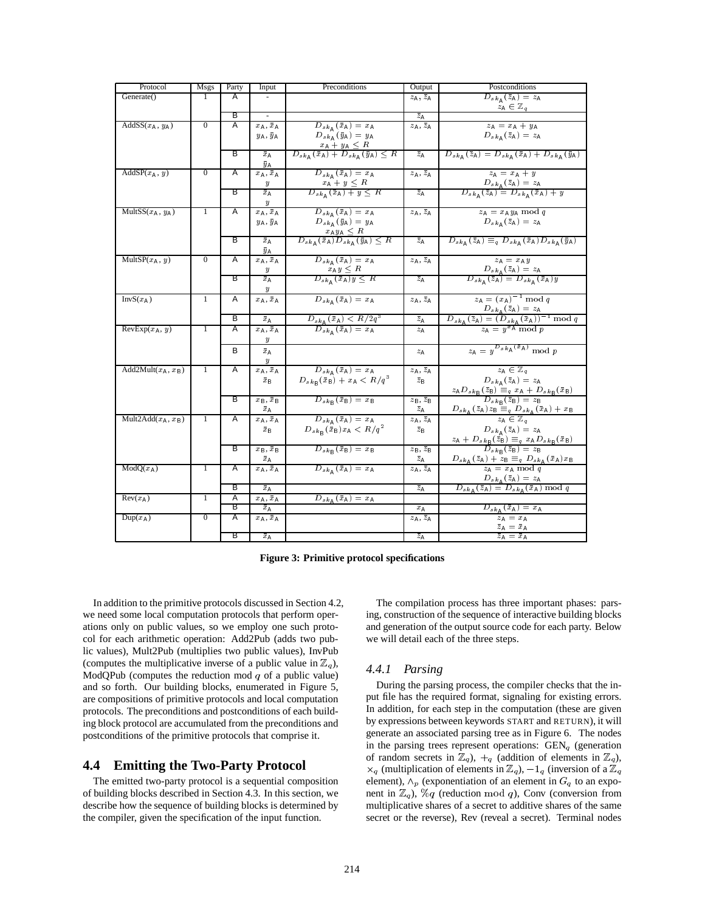| Protocol | Msgs | Party | Input | Preconditions | Output | Postconditions |
|---|---|---|---|---|---|---|
| Generate() | 1 | A | - | | $z_{\mathsf{A}}, \bar{z}_{\mathsf{A}}$ | $D_{sk_{\mathsf{A}}}(\bar{z}_{\mathsf{A}}) = z_{\mathsf{A}}$ <br> $z_{\mathsf{A}} \in \mathbb{Z}_q$ |
| | | B | - | | $\bar{z}_{\mathsf{A}}$ | |
| AddSS($x_{\mathsf{A}}, y_{\mathsf{A}}$) | 0 | A | $x_{\mathsf{A}}, \bar{x}_{\mathsf{A}}$ <br> $y_{\mathsf{A}}, \bar{y}_{\mathsf{A}}$ | $D_{sk_{\mathsf{A}}}(\bar{x}_{\mathsf{A}}) = x_{\mathsf{A}}$ <br> $D_{sk_{\mathsf{A}}}(\bar{y}_{\mathsf{A}}) = y_{\mathsf{A}}$ <br> $x_{\mathsf{A}} + y_{\mathsf{A}} \leq R$ | $z_{\mathsf{A}}, \bar{z}_{\mathsf{A}}$ | $z_{\mathsf{A}} = x_{\mathsf{A}} + y_{\mathsf{A}}$ <br> $D_{sk_{\mathsf{A}}}(\bar{z}_{\mathsf{A}}) = z_{\mathsf{A}}$ |
| | | B | $\bar{x}_{\mathsf{A}}$ <br> $\bar{y}_{\mathsf{A}}$ | $D_{sk_{\mathsf{A}}}(\bar{x}_{\mathsf{A}}) + D_{sk_{\mathsf{A}}}(\bar{y}_{\mathsf{A}}) \leq R$ | $\bar{z}_{\mathsf{A}}$ | $D_{sk_{\mathsf{A}}}(\bar{z}_{\mathsf{A}}) = D_{sk_{\mathsf{A}}}(\bar{x}_{\mathsf{A}}) + D_{sk_{\mathsf{A}}}(\bar{y}_{\mathsf{A}})$ |
| AddSP($x_{\mathsf{A}}, y$) | 0 | A | $x_{\mathsf{A}}, \bar{x}_{\mathsf{A}}$ <br> $y$ | $D_{sk_{\mathsf{A}}}(\bar{x}_{\mathsf{A}}) = x_{\mathsf{A}}$ <br> $x_{\mathsf{A}} + y \leq R$ | $z_{\mathsf{A}}, \bar{z}_{\mathsf{A}}$ | $z_{\mathsf{A}} = x_{\mathsf{A}} + y$ <br> $D_{sk_{\mathsf{A}}}(\bar{z}_{\mathsf{A}}) = z_{\mathsf{A}}$ |
| | | B | $\bar{x}_{\mathsf{A}}$ <br> $y$ | $D_{sk_{\mathsf{A}}}(\bar{x}_{\mathsf{A}}) + y \leq R$ | $\bar{z}_{\mathsf{A}}$ | $D_{sk_{\mathsf{A}}}(\bar{z}_{\mathsf{A}}) = D_{sk_{\mathsf{A}}}(\bar{x}_{\mathsf{A}}) + y$ |
| MultSS($x_{\mathsf{A}}, y_{\mathsf{A}}$) | 1 | A | $x_{\mathsf{A}}, \bar{x}_{\mathsf{A}}$ <br> $y_{\mathsf{A}}, \bar{y}_{\mathsf{A}}$ | $D_{sk_{\mathsf{A}}}(\bar{x}_{\mathsf{A}}) = x_{\mathsf{A}}$ <br> $D_{sk_{\mathsf{A}}}(\bar{y}_{\mathsf{A}}) = y_{\mathsf{A}}$ <br> $x_{\mathsf{A}} y_{\mathsf{A}} \leq R$ | $z_{\mathsf{A}}, \bar{z}_{\mathsf{A}}$ | $z_{\mathsf{A}} = x_{\mathsf{A}} y_{\mathsf{A}} \bmod q$ <br> $D_{sk_{\mathsf{A}}}(\bar{z}_{\mathsf{A}}) = z_{\mathsf{A}}$ |
| | | B | $\bar{x}_{\mathsf{A}}$ <br> $\bar{y}_{\mathsf{A}}$ | $D_{sk_{\mathsf{A}}}(\bar{x}_{\mathsf{A}}) D_{sk_{\mathsf{A}}}(\bar{y}_{\mathsf{A}}) \leq R$ | $\bar{z}_{\mathsf{A}}$ | $D_{sk_{\mathsf{A}}}(\bar{z}_{\mathsf{A}}) \equiv_q D_{sk_{\mathsf{A}}}(\bar{x}_{\mathsf{A}}) D_{sk_{\mathsf{A}}}(\bar{y}_{\mathsf{A}})$ |
| MultSP($x_{\mathsf{A}}, y$) | 0 | A | $x_{\mathsf{A}}, \bar{x}_{\mathsf{A}}$ <br> $y$ | $D_{sk_{\mathsf{A}}}(\bar{x}_{\mathsf{A}}) = x_{\mathsf{A}}$ <br> $x_{\mathsf{A}} y \leq R$ | $z_{\mathsf{A}}, \bar{z}_{\mathsf{A}}$ | $z_{\mathsf{A}} = x_{\mathsf{A}} y$ <br> $D_{sk_{\mathsf{A}}}(\bar{z}_{\mathsf{A}}) = z_{\mathsf{A}}$ |
| | | B | $\bar{x}_{\mathsf{A}}$ <br> $y$ | $D_{sk_{\mathsf{A}}}(\bar{x}_{\mathsf{A}}) y \leq R$ | $\bar{z}_{\mathsf{A}}$ | $D_{sk_{\mathsf{A}}}(\bar{z}_{\mathsf{A}}) = D_{sk_{\mathsf{A}}}(\bar{x}_{\mathsf{A}}) y$ |
| InvS($x_{\mathsf{A}}$) | 1 | A | $x_{\mathsf{A}}, \bar{x}_{\mathsf{A}}$ | $D_{sk_{\mathsf{A}}}(\bar{x}_{\mathsf{A}}) = x_{\mathsf{A}}$ | $z_{\mathsf{A}}, \bar{z}_{\mathsf{A}}$ | $z_{\mathsf{A}} = (x_{\mathsf{A}})^{-1} \bmod q$ <br> $D_{sk_{\mathsf{A}}}(\bar{z}_{\mathsf{A}}) = z_{\mathsf{A}}$ |
| | | B | $\bar{x}_{\mathsf{A}}$ | $D_{sk_{\mathsf{A}}}(\bar{x}_{\mathsf{A}}) < R/2q^3$ | $\bar{z}_{\mathsf{A}}$ | $D_{sk_{\mathsf{A}}}(\bar{z}_{\mathsf{A}}) = (D_{sk_{\mathsf{A}}}(\bar{x}_{\mathsf{A}}))^{-1} \bmod q$ |
| RevExp($x_{\mathsf{A}}, y$) | 1 | A | $x_{\mathsf{A}}, \bar{x}_{\mathsf{A}}$ <br> $y$ | $D_{sk_{\mathsf{A}}}(\bar{x}_{\mathsf{A}}) = x_{\mathsf{A}}$ | $z_{\mathsf{A}}$ | $z_{\mathsf{A}} = y^{x_{\mathsf{A}}} \bmod p$ |
| | | B | $\bar{x}_{\mathsf{A}}$ <br> $y$ | | $z_{\mathsf{A}}$ | $z_{\mathsf{A}} = y^{D_{sk_{\mathsf{A}}}(\bar{x}_{\mathsf{A}})} \bmod p$ |
| Add2Mult($x_{\mathsf{A}}, x_{\mathsf{B}}$) | 1 | A | $x_{\mathsf{A}}, \bar{x}_{\mathsf{A}}$ <br> $\bar{x}_{\mathsf{B}}$ | $D_{sk_{\mathsf{A}}}(\bar{x}_{\mathsf{A}}) = x_{\mathsf{A}}$ <br> $D_{sk_{\mathsf{B}}}(\bar{x}_{\mathsf{B}}) + x_{\mathsf{A}} < R/q^3$ | $z_{\mathsf{A}}, \bar{z}_{\mathsf{A}}$ <br> $\bar{z}_{\mathsf{B}}$ | $z_{\mathsf{A}} \in \mathbb{Z}_q$ <br> $D_{sk_{\mathsf{A}}}(\bar{z}_{\mathsf{A}}) = z_{\mathsf{A}}$ <br> $z_{\mathsf{A}} D_{sk_{\mathsf{B}}}(\bar{z}_{\mathsf{B}}) \equiv_q x_{\mathsf{A}} + D_{sk_{\mathsf{B}}}(\bar{x}_{\mathsf{B}})$ |
| | | B | $x_{\mathsf{B}}, \bar{x}_{\mathsf{B}}$ <br> $\bar{x}_{\mathsf{A}}$ | $D_{sk_{\mathsf{B}}}(\bar{x}_{\mathsf{B}}) = x_{\mathsf{B}}$ | $z_{\mathsf{B}}, \bar{z}_{\mathsf{B}}$ <br> $\bar{z}_{\mathsf{A}}$ | $D_{sk_{\mathsf{B}}}(\bar{z}_{\mathsf{B}}) = z_{\mathsf{B}}$ <br> $D_{sk_{\mathsf{A}}}(\bar{z}_{\mathsf{A}}) z_{\mathsf{B}} \equiv_q D_{sk_{\mathsf{A}}}(\bar{x}_{\mathsf{A}}) + x_{\mathsf{B}}$ |
| Mult2Add($x_{\mathsf{A}}, x_{\mathsf{B}}$) | 1 | A | $x_{\mathsf{A}}, \bar{x}_{\mathsf{A}}$ <br> $\bar{x}_{\mathsf{B}}$ | $D_{sk_{\mathsf{A}}}(\bar{x}_{\mathsf{A}}) = x_{\mathsf{A}}$ <br> $D_{sk_{\mathsf{B}}}(\bar{x}_{\mathsf{B}}) x_{\mathsf{A}} < R/q^2$ | $z_{\mathsf{A}}, \bar{z}_{\mathsf{A}}$ <br> $\bar{z}_{\mathsf{B}}$ | $z_{\mathsf{A}} \in \mathbb{Z}_q$ <br> $D_{sk_{\mathsf{A}}}(\bar{z}_{\mathsf{A}}) = z_{\mathsf{A}}$ <br> $z_{\mathsf{A}} + D_{sk_{\mathsf{B}}}(\bar{z}_{\mathsf{B}}) \equiv_q x_{\mathsf{A}} D_{sk_{\mathsf{B}}}(\bar{x}_{\mathsf{B}})$ |
| | | B | $x_{\mathsf{B}}, \bar{x}_{\mathsf{B}}$ <br> $\bar{x}_{\mathsf{A}}$ | $D_{sk_{\mathsf{B}}}(\bar{x}_{\mathsf{B}}) = x_{\mathsf{B}}$ | $z_{\mathsf{B}}, \bar{z}_{\mathsf{B}}$ <br> $\bar{z}_{\mathsf{A}}$ | $D_{sk_{\mathsf{B}}}(\bar{z}_{\mathsf{B}}) = z_{\mathsf{B}}$ <br> $D_{sk_{\mathsf{A}}}(\bar{z}_{\mathsf{A}}) + z_{\mathsf{B}} \equiv_q D_{sk_{\mathsf{A}}}(\bar{x}_{\mathsf{A}}) x_{\mathsf{B}}$ |
| ModQ($x_{\mathsf{A}}$) | 1 | A | $x_{\mathsf{A}}, \bar{x}_{\mathsf{A}}$ | $D_{sk_{\mathsf{A}}}(\bar{x}_{\mathsf{A}}) = x_{\mathsf{A}}$ | $z_{\mathsf{A}}, \bar{z}_{\mathsf{A}}$ | $z_{\mathsf{A}} = x_{\mathsf{A}} \bmod q$ <br> $D_{sk_{\mathsf{A}}}(\bar{z}_{\mathsf{A}}) = z_{\mathsf{A}}$ |
| | | B | $\bar{x}_{\mathsf{A}}$ | | $\bar{z}_{\mathsf{A}}$ | $D_{sk_{\mathsf{A}}}(\bar{z}_{\mathsf{A}}) = D_{sk_{\mathsf{A}}}(\bar{x}_{\mathsf{A}}) \bmod q$ |
| Rev($x_{\mathsf{A}}$) | 1 | A | $x_{\mathsf{A}}, \bar{x}_{\mathsf{A}}$ | $D_{sk_{\mathsf{A}}}(\bar{x}_{\mathsf{A}}) = x_{\mathsf{A}}$ | | |
| | | B | $\bar{x}_{\mathsf{A}}$ | | $x_{\mathsf{A}}$ | $D_{sk_{\mathsf{A}}}(\bar{x}_{\mathsf{A}}) = x_{\mathsf{A}}$ |
| Dup($x_{\mathsf{A}}$) | 0 | A | $x_{\mathsf{A}}, \bar{x}_{\mathsf{A}}$ | | $z_{\mathsf{A}}, \bar{z}_{\mathsf{A}}$ | $z_{\mathsf{A}} = x_{\mathsf{A}}$ <br> $\bar{z}_{\mathsf{A}} = \bar{x}_{\mathsf{A}}$ |
| | | B | $\bar{x}_{\mathsf{A}}$ | | $\bar{z}_{\mathsf{A}}$ | $\bar{z}_{\mathsf{A}} = \bar{x}_{\mathsf{A}}$ |

**Figure 3: Primitive protocol specifications**

In addition to the primitive protocols discussed in Section 4.2, we need some local computation protocols that perform operations only on public values, so we employ one such protocol for each arithmetic operation: Add2Pub (adds two public values), Mult2Pub (multiplies two public values), InvPub (computes the multiplicative inverse of a public value in $\mathbb{Z}_q$), ModQPub (computes the reduction mod $q$ of a public value) and so forth. Our building blocks, enumerated in Figure 5, are compositions of primitive protocols and local computation protocols. The preconditions and postconditions of each building block protocol are accumulated from the preconditions and postconditions of the primitive protocols that comprise it.

## 4.4 Emitting the Two-Party Protocol

The emitted two-party protocol is a sequential composition of building blocks described in Section 4.3. In this section, we describe how the sequence of building blocks is determined by the compiler, given the specification of the input function.

The compilation process has three important phases: parsing, construction of the sequence of interactive building blocks and generation of the output source code for each party. Below we will detail each of the three steps.

### 4.4.1 Parsing

During the parsing process, the compiler checks that the input file has the required format, signaling for existing errors. In addition, for each step in the computation (these are given by expressions between keywords START and RETURN), it will generate an associated parsing tree as in Figure 6. The nodes in the parsing trees represent operations: $\text{GEN}_q$ (generation of random secrets in $\mathbb{Z}_q$), $+_q$ (addition of elements in $\mathbb{Z}_q$), $\times_q$ (multiplication of elements in $\mathbb{Z}_q$), $-1_q$ (inversion of a $\mathbb{Z}_q$ element), $\wedge_p$ (exponentiation of an element in $G_q$ to an exponent in $\mathbb{Z}_q$), $\%q$ (reduction $\bmod\ q$), Conv (conversion from multiplicative shares of a secret to additive shares of the same secret or the reverse), Rev (reveal a secret). Terminal nodes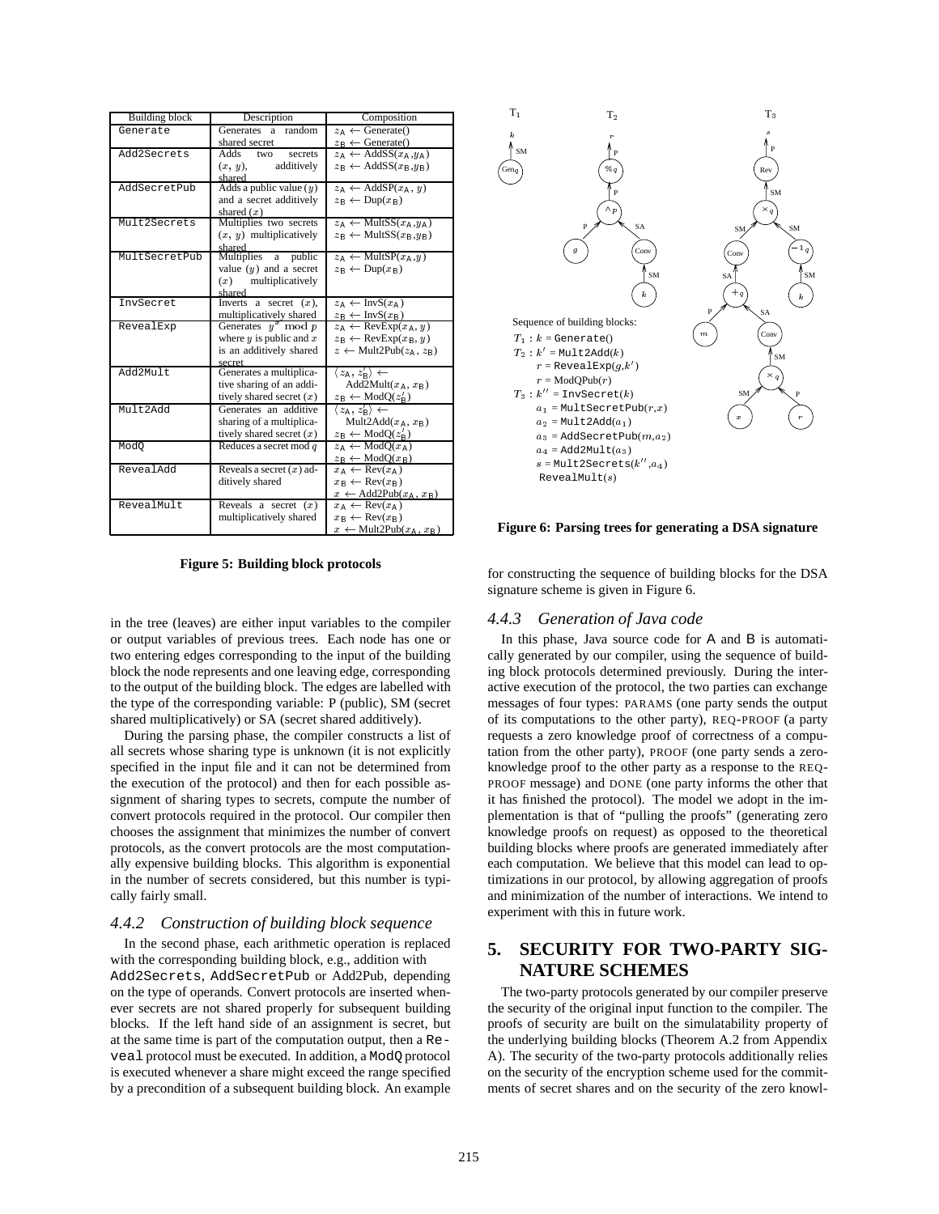| Building block | Description | Composition |
| --- | --- | --- |
| `Generate` | Generates a random shared secret | $z_A \leftarrow$ Generate() <br> $z_B \leftarrow$ Generate() |
| `Add2Secrets` | Adds two secrets $(x, y)$, additively shared | $z_A \leftarrow$ AddSS($x_A$,$y_A$) <br> $z_B \leftarrow$ AddSS($x_B$,$y_B$) |
| `AddSecretPub` | Adds a public value ($y$) and a secret additively shared ($x$) | $z_A \leftarrow$ AddSP($x_A$, $y$) <br> $z_B \leftarrow$ Dup($x_B$) |
| `Mult2Secrets` | Multiplies two secrets $(x, y)$ multiplicatively shared | $z_A \leftarrow$ MultSS($x_A$,$y_A$) <br> $z_B \leftarrow$ MultSS($x_B$,$y_B$) |
| `MultSecretPub` | Multiplies a public value ($y$) and a secret ($x$) multiplicatively shared | $z_A \leftarrow$ MultSP($x_A$,$y$) <br> $z_B \leftarrow$ Dup($x_B$) |
| `InvSecret` | Inverts a secret ($x$), multiplicatively shared | $z_A \leftarrow$ InvS($x_A$) <br> $z_B \leftarrow$ InvS($x_B$) |
| `RevealExp` | Generates $y^x \bmod p$ where $y$ is public and $x$ is an additively shared secret | $z_A \leftarrow$ RevExp($x_A$, $y$) <br> $z_B \leftarrow$ RevExp($x_B$, $y$) <br> $z \leftarrow$ Mult2Pub($z_A$, $z_B$) |
| `Add2Mult` | Generates a multiplicative sharing of an additively shared secret ($x$) | $\langle z_A, z'_B \rangle \leftarrow$ Add2Mult($x_A$, $x_B$) <br> $z_B \leftarrow$ ModQ($z'_B$) |
| `Mult2Add` | Generates an additive sharing of a multiplicatively shared secret ($x$) | $\langle z_A, z'_B \rangle \leftarrow$ Mult2Add($x_A$, $x_B$) <br> $z_B \leftarrow$ ModQ($z'_B$) |
| `ModQ` | Reduces a secret mod $q$ | $z_A \leftarrow$ ModQ($x_A$) <br> $z_B \leftarrow$ ModQ($x_B$) |
| `RevealAdd` | Reveals a secret ($x$) additively shared | $x_A \leftarrow$ Rev($x_A$) <br> $x_B \leftarrow$ Rev($x_B$) <br> $x \leftarrow$ Add2Pub($x_A$, $x_B$) |
| `RevealMult` | Reveals a secret ($x$) multiplicatively shared | $x_A \leftarrow$ Rev($x_A$) <br> $x_B \leftarrow$ Rev($x_B$) <br> $x \leftarrow$ Mult2Pub($x_A$, $x_B$) |

**Figure 5: Building block protocols**

in the tree (leaves) are either input variables to the compiler or output variables of previous trees. Each node has one or two entering edges corresponding to the input of the building block the node represents and one leaving edge, corresponding to the output of the building block. The edges are labelled with the type of the corresponding variable: P (public), SM (secret shared multiplicatively) or SA (secret shared additively).

During the parsing phase, the compiler constructs a list of all secrets whose sharing type is unknown (it is not explicitly specified in the input file and it can not be determined from the execution of the protocol) and then for each possible assignment of sharing types to secrets, compute the number of convert protocols required in the protocol. Our compiler then chooses the assignment that minimizes the number of convert protocols, as the convert protocols are the most computationally expensive building blocks. This algorithm is exponential in the number of secrets considered, but this number is typically fairly small.

### 4.4.2 Construction of building block sequence

In the second phase, each arithmetic operation is replaced with the corresponding building block, e.g., addition with `Add2Secrets`, `AddSecretPub` or Add2Pub, depending on the type of operands. Convert protocols are inserted whenever secrets are not shared properly for subsequent building blocks. If the left hand side of an assignment is secret, but at the same time is part of the computation output, then a `Reveal` protocol must be executed. In addition, a `ModQ` protocol is executed whenever a share might exceed the range specified by a precondition of a subsequent building block. An example for constructing the sequence of building blocks for the DSA signature scheme is given in Figure 6.

Sequence of building blocks:

$T_1$ : $k$ = `Generate`()
$T_2$ : $k'$ = `Mult2Add`($k$)
  $r$ = `RevealExp`($g$,$k'$)
  $r$ = `ModQPub`($r$)
$T_3$ : $k''$ = `InvSecret`($k$)
  $a_1$ = `MultSecretPub`($r$,$x$)
  $a_2$ = `Mult2Add`($a_1$)
  $a_3$ = `AddSecretPub`($m$,$a_2$)
  $a_4$ = `Add2Mult`($a_3$)
  $s$ = `Mult2Secrets`($k''$,$a_4$)
  `RevealMult`($s$)

**Figure 6: Parsing trees for generating a DSA signature**

### 4.4.3 Generation of Java code

In this phase, Java source code for A and B is automatically generated by our compiler, using the sequence of building block protocols determined previously. During the interactive execution of the protocol, the two parties can exchange messages of four types: PARAMS (one party sends the output of its computations to the other party), REQ-PROOF (a party requests a zero knowledge proof of correctness of a computation from the other party), PROOF (one party sends a zero-knowledge proof to the other party as a response to the REQ-PROOF message) and DONE (one party informs the other that it has finished the protocol). The model we adopt in the implementation is that of "pulling the proofs" (generating zero knowledge proofs on request) as opposed to the theoretical building blocks where proofs are generated immediately after each computation. We believe that this model can lead to optimizations in our protocol, by allowing aggregation of proofs and minimization of the number of interactions. We intend to experiment with this in future work.

## 5. SECURITY FOR TWO-PARTY SIGNATURE SCHEMES

The two-party protocols generated by our compiler preserve the security of the original input function to the compiler. The proofs of security are built on the simulatability property of the underlying building blocks (Theorem A.2 from Appendix A). The security of the two-party protocols additionally relies on the security of the encryption scheme used for the commitments of secret shares and on the security of the zero knowl-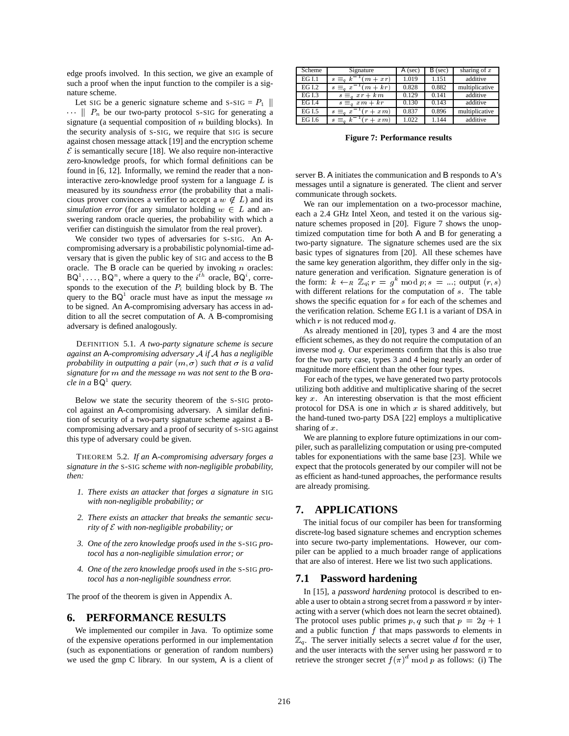edge proofs involved. In this section, we give an example of such a proof when the input function to the compiler is a signature scheme.

Let SIG be a generic signature scheme and S-SIG = $P_1 \parallel \cdots \parallel P_n$ be our two-party protocol S-SIG for generating a signature (a sequential composition of $n$ building blocks). In the security analysis of S-SIG, we require that SIG is secure against chosen message attack [19] and the encryption scheme $\mathcal{E}$ is semantically secure [18]. We also require non-interactive zero-knowledge proofs, for which formal definitions can be found in [6, 12]. Informally, we remind the reader that a non-interactive zero-knowledge proof system for a language $L$ is measured by its *soundness error* (the probability that a malicious prover convinces a verifier to accept a $w \notin L$) and its *simulation error* (for any simulator holding $w \in L$ and answering random oracle queries, the probability with which a verifier can distinguish the simulator from the real prover).

We consider two types of adversaries for S-SIG. An A-compromising adversary is a probabilistic polynomial-time adversary that is given the public key of SIG and access to the B oracle. The B oracle can be queried by invoking $n$ oracles: $\mathsf{BQ}^1, \ldots, \mathsf{BQ}^n$, where a query to the $i^{th}$ oracle, $\mathsf{BQ}^i$, corresponds to the execution of the $P_i$ building block by B. The query to the $\mathsf{BQ}^1$ oracle must have as input the message $m$ to be signed. An A-compromising adversary has access in addition to all the secret computation of A. A B-compromising adversary is defined analogously.

DEFINITION 5.1. *A two-party signature scheme is secure against an A-compromising adversary $\mathcal{A}$ if $\mathcal{A}$ has a negligible probability in outputting a pair $(m, \sigma)$ such that $\sigma$ is a valid signature for $m$ and the message $m$ was not sent to the B oracle in a $\mathsf{BQ}^1$ query.*

Below we state the security theorem of the S-SIG protocol against an A-compromising adversary. A similar definition of security of a two-party signature scheme against a B-compromising adversary and a proof of security of S-SIG against this type of adversary could be given.

THEOREM 5.2. *If an A-compromising adversary forges a signature in the S-SIG scheme with non-negligible probability, then:*

1. *There exists an attacker that forges a signature in SIG with non-negligible probability; or*
2. *There exists an attacker that breaks the semantic security of $\mathcal{E}$ with non-negligible probability; or*
3. *One of the zero knowledge proofs used in the S-SIG protocol has a non-negligible simulation error; or*
4. *One of the zero knowledge proofs used in the S-SIG protocol has a non-negligible soundness error.*

The proof of the theorem is given in Appendix A.

## 6. PERFORMANCE RESULTS

We implemented our compiler in Java. To optimize some of the expensive operations performed in our implementation (such as exponentiations or generation of random numbers) we used the gmp C library. In our system, A is a client of server B. A initiates the communication and B responds to A's messages until a signature is generated. The client and server communicate through sockets.

| Scheme | Signature | A (sec) | B (sec) | sharing of $x$ |
|---|---|---|---|---|
| EG I.1 | $s \equiv_q k^{-1}(m + xr)$ | 1.019 | 1.151 | additive |
| EG I.2 | $s \equiv_q x^{-1}(m + kr)$ | 0.828 | 0.882 | multiplicative |
| EG I.3 | $s \equiv_q xr + km$ | 0.129 | 0.141 | additive |
| EG I.4 | $s \equiv_q xm + kr$ | 0.130 | 0.143 | additive |
| EG I.5 | $s \equiv_q x^{-1}(r + xm)$ | 0.837 | 0.896 | multiplicative |
| EG I.6 | $s \equiv_q k^{-1}(r + xm)$ | 1.022 | 1.144 | additive |

**Figure 7: Performance results**

We ran our implementation on a two-processor machine, each a 2.4 GHz Intel Xeon, and tested it on the various signature schemes proposed in [20]. Figure 7 shows the unoptimized computation time for both A and B for generating a two-party signature. The signature schemes used are the six basic types of signatures from [20]. All these schemes have the same key generation algorithm, they differ only in the signature generation and verification. Signature generation is of the form: $k \leftarrow_R \mathbb{Z}_q; r = g^k \bmod p; s = ...$; output $(r, s)$ with different relations for the computation of $s$. The table shows the specific equation for $s$ for each of the schemes and the verification relation. Scheme EG I.1 is a variant of DSA in which $r$ is not reduced mod $q$.

As already mentioned in [20], types 3 and 4 are the most efficient schemes, as they do not require the computation of an inverse mod $q$. Our experiments confirm that this is also true for the two party case, types 3 and 4 being nearly an order of magnitude more efficient than the other four types.

For each of the types, we have generated two party protocols utilizing both additive and multiplicative sharing of the secret key $x$. An interesting observation is that the most efficient protocol for DSA is one in which $x$ is shared additively, but the hand-tuned two-party DSA [22] employs a multiplicative sharing of $x$.

We are planning to explore future optimizations in our compiler, such as parallelizing computation or using pre-computed tables for exponentiations with the same base [23]. While we expect that the protocols generated by our compiler will not be as efficient as hand-tuned approaches, the performance results are already promising.

## 7. APPLICATIONS

The initial focus of our compiler has been for transforming discrete-log based signature schemes and encryption schemes into secure two-party implementations. However, our compiler can be applied to a much broader range of applications that are also of interest. Here we list two such applications.

### 7.1 Password hardening

In [15], a *password hardening* protocol is described to enable a user to obtain a strong secret from a password $\pi$ by interacting with a server (which does not learn the secret obtained). The protocol uses public primes $p, q$ such that $p = 2q + 1$ and a public function $f$ that maps passwords to elements in $\mathbb{Z}_q$. The server initially selects a secret value $d$ for the user, and the user interacts with the server using her password $\pi$ to retrieve the stronger secret $f(\pi)^d \bmod p$ as follows: (i) The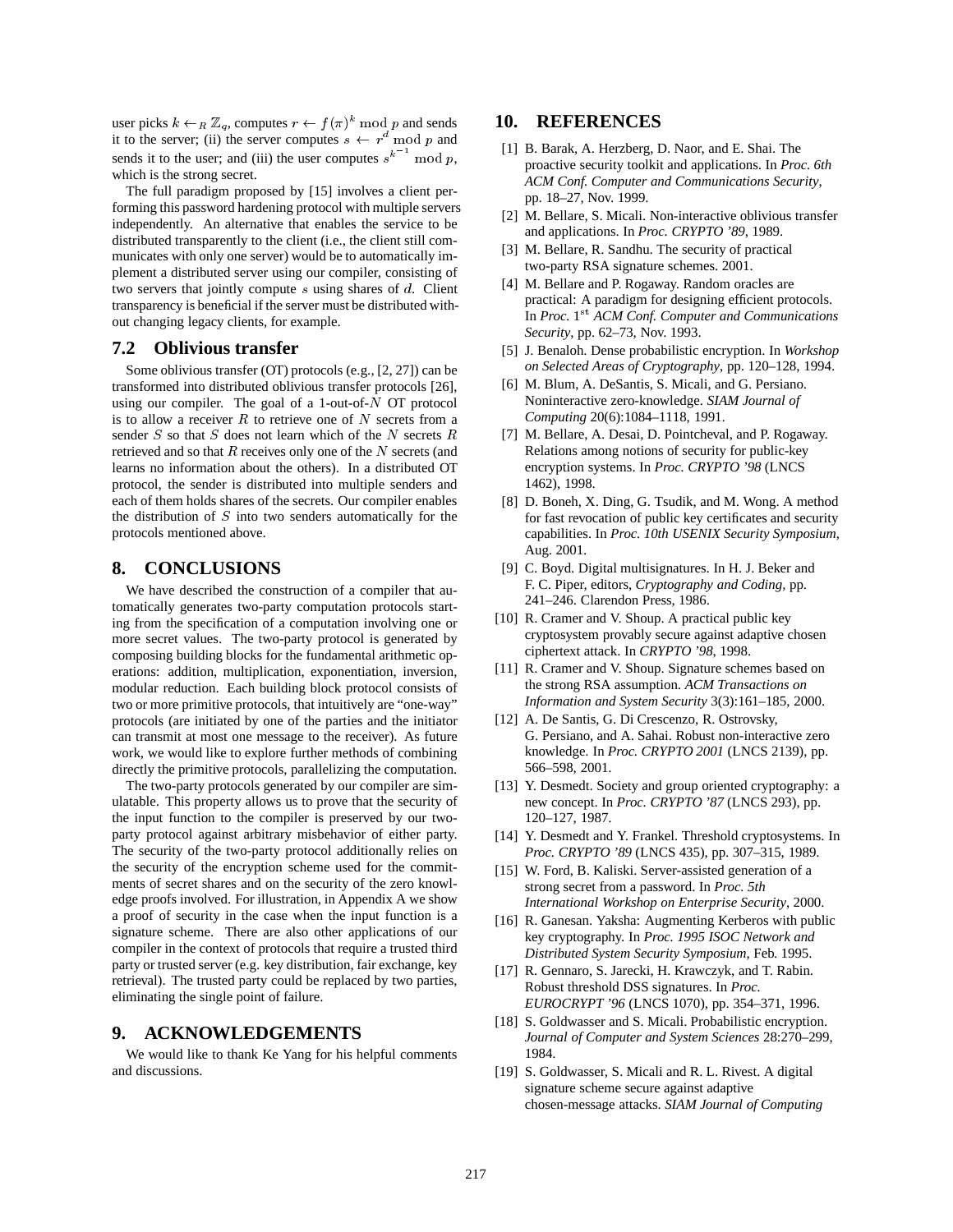user picks $k \leftarrow_R \mathbb{Z}_q$, computes $r \leftarrow f(\pi)^k \bmod p$ and sends it to the server; (ii) the server computes $s \leftarrow r^d \bmod p$ and sends it to the user; and (iii) the user computes $s^{k^{-1}} \bmod p$, which is the strong secret.

The full paradigm proposed by [15] involves a client performing this password hardening protocol with multiple servers independently. An alternative that enables the service to be distributed transparently to the client (i.e., the client still communicates with only one server) would be to automatically implement a distributed server using our compiler, consisting of two servers that jointly compute $s$ using shares of $d$. Client transparency is beneficial if the server must be distributed without changing legacy clients, for example.

### 7.2 Oblivious transfer

Some oblivious transfer (OT) protocols (e.g., [2, 27]) can be transformed into distributed oblivious transfer protocols [26], using our compiler. The goal of a 1-out-of-$N$ OT protocol is to allow a receiver $R$ to retrieve one of $N$ secrets from a sender $S$ so that $S$ does not learn which of the $N$ secrets $R$ retrieved and so that $R$ receives only one of the $N$ secrets (and learns no information about the others). In a distributed OT protocol, the sender is distributed into multiple senders and each of them holds shares of the secrets. Our compiler enables the distribution of $S$ into two senders automatically for the protocols mentioned above.

## 8. CONCLUSIONS

We have described the construction of a compiler that automatically generates two-party computation protocols starting from the specification of a computation involving one or more secret values. The two-party protocol is generated by composing building blocks for the fundamental arithmetic operations: addition, multiplication, exponentiation, inversion, modular reduction. Each building block protocol consists of two or more primitive protocols, that intuitively are "one-way" protocols (are initiated by one of the parties and the initiator can transmit at most one message to the receiver). As future work, we would like to explore further methods of combining directly the primitive protocols, parallelizing the computation.

The two-party protocols generated by our compiler are simulatable. This property allows us to prove that the security of the input function to the compiler is preserved by our two-party protocol against arbitrary misbehavior of either party. The security of the two-party protocol additionally relies on the security of the encryption scheme used for the commitments of secret shares and on the security of the zero knowledge proofs involved. For illustration, in Appendix A we show a proof of security in the case when the input function is a signature scheme. There are also other applications of our compiler in the context of protocols that require a trusted third party or trusted server (e.g. key distribution, fair exchange, key retrieval). The trusted party could be replaced by two parties, eliminating the single point of failure.

## 9. ACKNOWLEDGEMENTS

We would like to thank Ke Yang for his helpful comments and discussions.

## 10. REFERENCES

[1] B. Barak, A. Herzberg, D. Naor, and E. Shai. The proactive security toolkit and applications. In *Proc. 6th ACM Conf. Computer and Communications Security*, pp. 18–27, Nov. 1999.

[2] M. Bellare, S. Micali. Non-interactive oblivious transfer and applications. In *Proc. CRYPTO '89*, 1989.

[3] M. Bellare, R. Sandhu. The security of practical two-party RSA signature schemes. 2001.

[4] M. Bellare and P. Rogaway. Random oracles are practical: A paradigm for designing efficient protocols. In *Proc. 1st ACM Conf. Computer and Communications Security*, pp. 62–73, Nov. 1993.

[5] J. Benaloh. Dense probabilistic encryption. In *Workshop on Selected Areas of Cryptography*, pp. 120–128, 1994.

[6] M. Blum, A. DeSantis, S. Micali, and G. Persiano. Noninteractive zero-knowledge. *SIAM Journal of Computing* 20(6):1084–1118, 1991.

[7] M. Bellare, A. Desai, D. Pointcheval, and P. Rogaway. Relations among notions of security for public-key encryption systems. In *Proc. CRYPTO '98* (LNCS 1462), 1998.

[8] D. Boneh, X. Ding, G. Tsudik, and M. Wong. A method for fast revocation of public key certificates and security capabilities. In *Proc. 10th USENIX Security Symposium*, Aug. 2001.

[9] C. Boyd. Digital multisignatures. In H. J. Beker and F. C. Piper, editors, *Cryptography and Coding*, pp. 241–246. Clarendon Press, 1986.

[10] R. Cramer and V. Shoup. A practical public key cryptosystem provably secure against adaptive chosen ciphertext attack. In *CRYPTO '98*, 1998.

[11] R. Cramer and V. Shoup. Signature schemes based on the strong RSA assumption. *ACM Transactions on Information and System Security* 3(3):161–185, 2000.

[12] A. De Santis, G. Di Crescenzo, R. Ostrovsky, G. Persiano, and A. Sahai. Robust non-interactive zero knowledge. In *Proc. CRYPTO 2001* (LNCS 2139), pp. 566–598, 2001.

[13] Y. Desmedt. Society and group oriented cryptography: a new concept. In *Proc. CRYPTO '87* (LNCS 293), pp. 120–127, 1987.

[14] Y. Desmedt and Y. Frankel. Threshold cryptosystems. In *Proc. CRYPTO '89* (LNCS 435), pp. 307–315, 1989.

[15] W. Ford, B. Kaliski. Server-assisted generation of a strong secret from a password. In *Proc. 5th International Workshop on Enterprise Security*, 2000.

[16] R. Ganesan. Yaksha: Augmenting Kerberos with public key cryptography. In *Proc. 1995 ISOC Network and Distributed System Security Symposium*, Feb. 1995.

[17] R. Gennaro, S. Jarecki, H. Krawczyk, and T. Rabin. Robust threshold DSS signatures. In *Proc. EUROCRYPT '96* (LNCS 1070), pp. 354–371, 1996.

[18] S. Goldwasser and S. Micali. Probabilistic encryption. *Journal of Computer and System Sciences* 28:270–299, 1984.

[19] S. Goldwasser, S. Micali and R. L. Rivest. A digital signature scheme secure against adaptive chosen-message attacks. *SIAM Journal of Computing*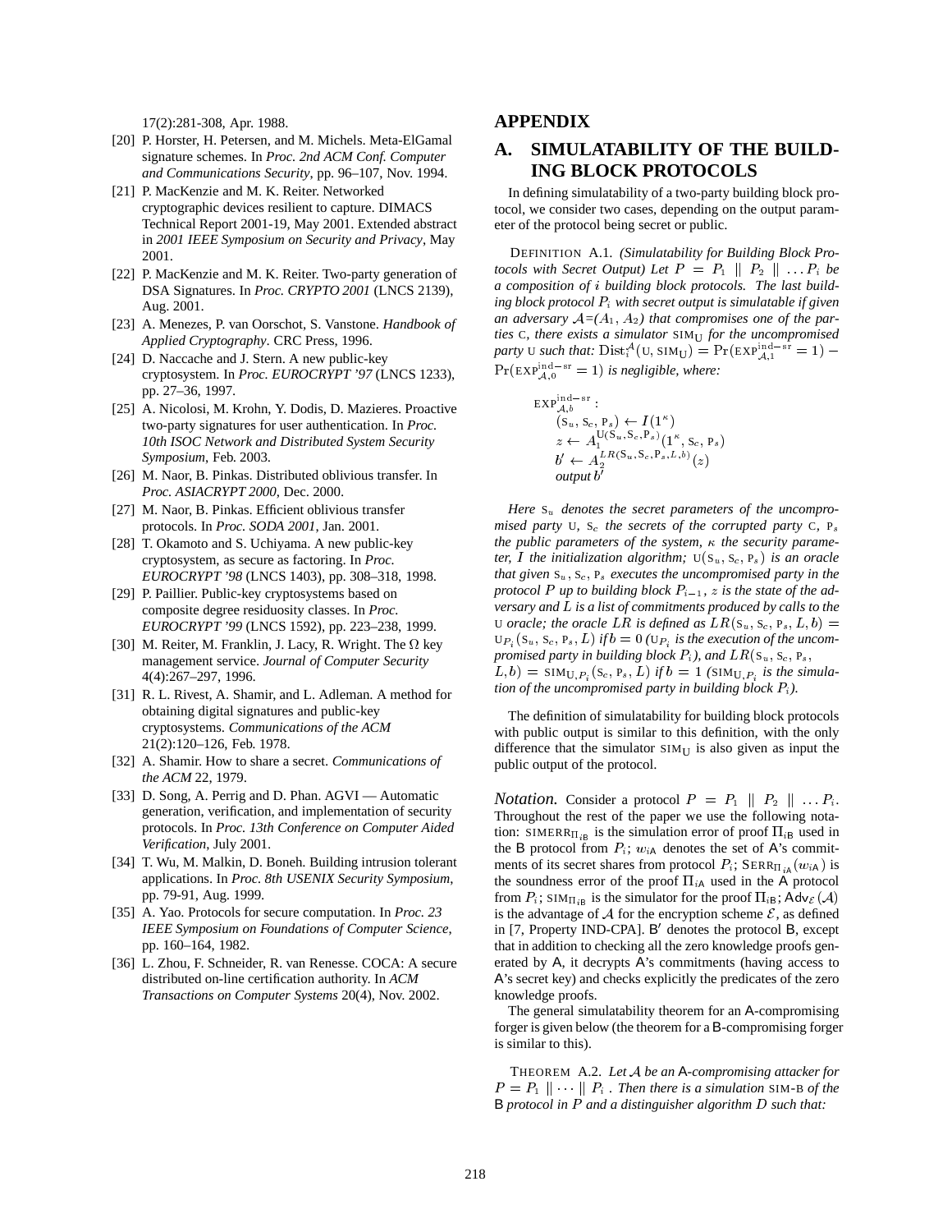17(2):281-308, Apr. 1988.

[20] P. Horster, H. Petersen, and M. Michels. Meta-ElGamal signature schemes. In *Proc. 2nd ACM Conf. Computer and Communications Security*, pp. 96–107, Nov. 1994.

[21] P. MacKenzie and M. K. Reiter. Networked cryptographic devices resilient to capture. DIMACS Technical Report 2001-19, May 2001. Extended abstract in *2001 IEEE Symposium on Security and Privacy*, May 2001.

[22] P. MacKenzie and M. K. Reiter. Two-party generation of DSA Signatures. In *Proc. CRYPTO 2001* (LNCS 2139), Aug. 2001.

[23] A. Menezes, P. van Oorschot, S. Vanstone. *Handbook of Applied Cryptography*. CRC Press, 1996.

[24] D. Naccache and J. Stern. A new public-key cryptosystem. In *Proc. EUROCRYPT '97* (LNCS 1233), pp. 27–36, 1997.

[25] A. Nicolosi, M. Krohn, Y. Dodis, D. Mazieres. Proactive two-party signatures for user authentication. In *Proc. 10th ISOC Network and Distributed System Security Symposium*, Feb. 2003.

[26] M. Naor, B. Pinkas. Distributed oblivious transfer. In *Proc. ASIACRYPT 2000*, Dec. 2000.

[27] M. Naor, B. Pinkas. Efficient oblivious transfer protocols. In *Proc. SODA 2001*, Jan. 2001.

[28] T. Okamoto and S. Uchiyama. A new public-key cryptosystem, as secure as factoring. In *Proc. EUROCRYPT '98* (LNCS 1403), pp. 308–318, 1998.

[29] P. Paillier. Public-key cryptosystems based on composite degree residuosity classes. In *Proc. EUROCRYPT '99* (LNCS 1592), pp. 223–238, 1999.

[30] M. Reiter, M. Franklin, J. Lacy, R. Wright. The Ω key management service. *Journal of Computer Security* 4(4):267–297, 1996.

[31] R. L. Rivest, A. Shamir, and L. Adleman. A method for obtaining digital signatures and public-key cryptosystems. *Communications of the ACM* 21(2):120–126, Feb. 1978.

[32] A. Shamir. How to share a secret. *Communications of the ACM* 22, 1979.

[33] D. Song, A. Perrig and D. Phan. AGVI — Automatic generation, verification, and implementation of security protocols. In *Proc. 13th Conference on Computer Aided Verification*, July 2001.

[34] T. Wu, M. Malkin, D. Boneh. Building intrusion tolerant applications. In *Proc. 8th USENIX Security Symposium*, pp. 79-91, Aug. 1999.

[35] A. Yao. Protocols for secure computation. In *Proc. 23 IEEE Symposium on Foundations of Computer Science*, pp. 160–164, 1982.

[36] L. Zhou, F. Schneider, R. van Renesse. COCA: A secure distributed on-line certification authority. In *ACM Transactions on Computer Systems* 20(4), Nov. 2002.

# APPENDIX

## A. SIMULATABILITY OF THE BUILDING BLOCK PROTOCOLS

In defining simulatability of a two-party building block protocol, we consider two cases, depending on the output parameter of the protocol being secret or public.

DEFINITION A.1. *(Simulatability for Building Block Protocols with Secret Output) Let $P = P_1 \parallel P_2 \parallel \dots P_i$ be a composition of $i$ building block protocols. The last building block protocol $P_i$ with secret output is simulatable if given an adversary $\mathcal{A}$=($A_1$, $A_2$) that compromises one of the parties* C*, there exists a simulator* $\text{SIM}_\text{U}$ *for the uncompromised party* U *such that:* $\text{Dist}_i^{\mathcal{A}}(\text{U}, \text{SIM}_\text{U}) = \Pr(\text{EXP}^{\text{ind}-\text{sr}}_{\mathcal{A},1} = 1) - \Pr(\text{EXP}^{\text{ind}-\text{sr}}_{\mathcal{A},0} = 1)$ *is negligible, where:*

$$
\begin{aligned}
&\text{EXP}^{\text{ind}-\text{sr}}_{\mathcal{A},b}: \\
&\quad (\text{S}_u, \text{S}_c, \text{P}_s) \leftarrow I(1^\kappa) \\
&\quad z \leftarrow A_1^{\text{U}(\text{S}_u, \text{S}_c, \text{P}_s)}(1^\kappa, \text{S}_c, \text{P}_s) \\
&\quad b' \leftarrow A_2^{LR(\text{S}_u, \text{S}_c, \text{P}_s, L, b)}(z) \\
&\quad \textit{output } b'
\end{aligned}
$$

*Here* $\text{S}_u$ *denotes the secret parameters of the uncompromised party* U, $\text{S}_c$ *the secrets of the corrupted party* C, $\text{P}_s$ *the public parameters of the system,* $\kappa$ *the security parameter,* $I$ *the initialization algorithm;* $\text{U}(\text{S}_u, \text{S}_c, \text{P}_s)$ *is an oracle that given* $\text{S}_u$, $\text{S}_c$, $\text{P}_s$ *executes the uncompromised party in the protocol* $P$ *up to building block* $P_{i-1}$, $z$ *is the state of the adversary and* $L$ *is a list of commitments produced by calls to the* U *oracle; the oracle* $LR$ *is defined as* $LR(\text{S}_u, \text{S}_c, \text{P}_s, L, b) = \text{U}_{P_i}(\text{S}_u, \text{S}_c, \text{P}_s, L)$ *if* $b = 0$ *(*$\text{U}_{P_i}$ *is the execution of the uncompromised party in building block* $P_i$*), and* $LR(\text{S}_u, \text{S}_c, \text{P}_s, L, b) = \text{SIM}_{\text{U},P_i}(\text{S}_c, \text{P}_s, L)$ *if* $b = 1$ *(*$\text{SIM}_{\text{U},P_i}$ *is the simulation of the uncompromised party in building block* $P_i$*).*

The definition of simulatability for building block protocols with public output is similar to this definition, with the only difference that the simulator $\text{SIM}_\text{U}$ is also given as input the public output of the protocol.

*Notation.* Consider a protocol $P = P_1 \parallel P_2 \parallel \dots P_i$. Throughout the rest of the paper we use the following notation: $\text{SIMERR}_{\Pi_{i\mathsf{B}}}$ is the simulation error of proof $\Pi_{i\mathsf{B}}$ used in the B protocol from $P_i$; $w_{i\mathsf{A}}$ denotes the set of A's commitments of its secret shares from protocol $P_i$; $\text{SERR}_{\Pi_{i\mathsf{A}}}(w_{i\mathsf{A}})$ is the soundness error of the proof $\Pi_{i\mathsf{A}}$ used in the A protocol from $P_i$; $\text{SIM}_{\Pi_{i\mathsf{B}}}$ is the simulator for the proof $\Pi_{i\mathsf{B}}$; $\mathsf{Adv}_{\mathcal{E}}(\mathcal{A})$ is the advantage of $\mathcal{A}$ for the encryption scheme $\mathcal{E}$, as defined in [7, Property IND-CPA]. B′ denotes the protocol B, except that in addition to checking all the zero knowledge proofs generated by A, it decrypts A's commitments (having access to A's secret key) and checks explicitly the predicates of the zero knowledge proofs.

The general simulatability theorem for an A-compromising forger is given below (the theorem for a B-compromising forger is similar to this).

THEOREM A.2. *Let* $\mathcal{A}$ *be an* A*-compromising attacker for* $P = P_1 \parallel \dots \parallel P_i$ *. Then there is a simulation* SIM-B *of the* B *protocol in* $P$ *and a distinguisher algorithm* $D$ *such that:*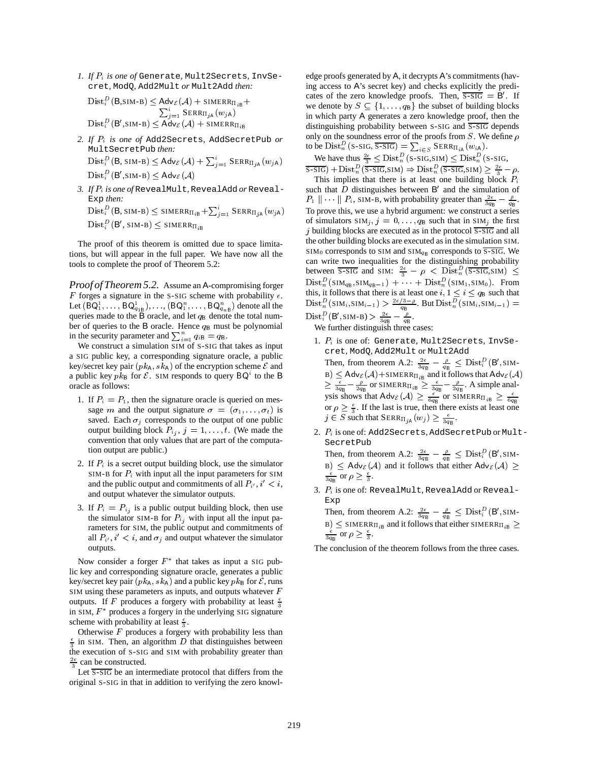1. *If $P_i$ is one of* `Generate`, `Mult2Secrets`, `InvSecret`, `ModQ`, `Add2Mult` *or* `Mult2Add` *then:*

   $\mathrm{Dist}_i^D(\mathsf{B},\text{SIM-B}) \leq \mathsf{Adv}_{\mathcal{E}}(\mathcal{A}) + \text{SIMERR}_{\Pi_{i\mathsf{B}}} + \sum_{j=1}^{i} \text{SERR}_{\Pi_{j\mathsf{A}}}(w_{j\mathsf{A}})$

   $\mathrm{Dist}_i^D(\mathsf{B}',\text{SIM-B}) \leq \mathsf{Adv}_{\mathcal{E}}(\mathcal{A}) + \text{SIMERR}_{\Pi_{i\mathsf{B}}}$

2. *If $P_i$ is one of* `Add2Secrets`, `AddSecretPub` *or* `MultSecretPub` *then:*

   $\mathrm{Dist}_i^D(\mathsf{B},\text{SIM-B}) \leq \mathsf{Adv}_{\mathcal{E}}(\mathcal{A}) + \sum_{j=1}^{i} \text{SERR}_{\Pi_{j\mathsf{A}}}(w_{j\mathsf{A}})$

   $\mathrm{Dist}_i^D(\mathsf{B}',\text{SIM-B}) \leq \mathsf{Adv}_{\mathcal{E}}(\mathcal{A})$

3. *If $P_i$ is one of* `RevealMult`, `RevealAdd` *or* `RevealExp` *then:*

   $\mathrm{Dist}_i^D(\mathsf{B},\text{SIM-B}) \leq \text{SIMERR}_{\Pi_{i\mathsf{B}}} + \sum_{j=1}^{i} \text{SERR}_{\Pi_{j\mathsf{A}}}(w_{j\mathsf{A}})$

   $\mathrm{Dist}_i^D(\mathsf{B}',\text{SIM-B}) \leq \text{SIMERR}_{\Pi_{i\mathsf{B}}}$

The proof of this theorem is omitted due to space limitations, but will appear in the full paper. We have now all the tools to complete the proof of Theorem 5.2:

*Proof of Theorem 5.2.* Assume an A-compromising forger $F$ forges a signature in the S-SIG scheme with probability $\epsilon$. Let $(\mathsf{BQ}_1^1,\ldots,\mathsf{BQ}_{q_{1\mathsf{B}}}^1),\ldots,(\mathsf{BQ}_1^n,\ldots,\mathsf{BQ}_{q_{n\mathsf{B}}}^n)$ denote all the queries made to the B oracle, and let $q_\mathsf{B}$ denote the total number of queries to the B oracle. Hence $q_\mathsf{B}$ must be polynomial in the security parameter and $\sum_{i=1}^n q_{i\mathsf{B}} = q_\mathsf{B}$.

We construct a simulation SIM of S-SIG that takes as input a SIG public key, a corresponding signature oracle, a public key/secret key pair $(pk_\mathsf{A}, sk_\mathsf{A})$ of the encryption scheme $\mathcal{E}$ and a public key $pk_\mathsf{B}$ for $\mathcal{E}$. SIM responds to query $\mathsf{BQ}^i$ to the B oracle as follows:

1. If $P_i = P_1$, then the signature oracle is queried on message $m$ and the output signature $\sigma = (\sigma_1,\ldots,\sigma_t)$ is saved. Each $\sigma_j$ corresponds to the output of one public output building block $P_{i_j}$, $j = 1,\ldots,t$. (We made the convention that only values that are part of the computation output are public.)
2. If $P_i$ is a secret output building block, use the simulator SIM-B for $P_i$ with input all the input parameters for SIM and the public output and commitments of all $P_{i'}, i' < i$, and output whatever the simulator outputs.
3. If $P_i = P_{i_j}$ is a public output building block, then use the simulator SIM-B for $P_{i_j}$ with input all the input parameters for SIM, the public output and commitments of all $P_{i'}, i' < i$, and $\sigma_j$ and output whatever the simulator outputs.

Now consider a forger $F^*$ that takes as input a SIG public key and corresponding signature oracle, generates a public key/secret key pair $(pk_\mathsf{A}, sk_\mathsf{A})$ and a public key $pk_\mathsf{B}$ for $\mathcal{E}$, runs SIM using these parameters as inputs, and outputs whatever $F$ outputs. If $F$ produces a forgery with probability at least $\frac{\epsilon}{3}$ in SIM, $F^*$ produces a forgery in the underlying SIG signature scheme with probability at least $\frac{\epsilon}{3}$.

Otherwise $F$ produces a forgery with probability less than $\frac{\epsilon}{3}$ in SIM. Then, an algorithm $D$ that distinguishes between the execution of S-SIG and SIM with probability greater than $\frac{2\epsilon}{3}$ can be constructed.

Let $\overline{\text{S-SIG}}$ be an intermediate protocol that differs from the original S-SIG in that in addition to verifying the zero knowledge proofs generated by A, it decrypts A's commitments (having access to A's secret key) and checks explicitly the predicates of the zero knowledge proofs. Then, $\overline{\text{S-SIG}} = \mathsf{B}'$. If we denote by $S \subseteq \{1,\ldots,q_\mathsf{B}\}$ the subset of building blocks in which party A generates a zero knowledge proof, then the distinguishing probability between S-SIG and $\overline{\text{S-SIG}}$ depends only on the soundness error of the proofs from $S$. We define $\rho$ to be $\mathrm{Dist}_n^D(\text{S-SIG}, \overline{\text{S-SIG}}) = \sum_{i\in S} \text{SERR}_{\Pi_{i\mathsf{A}}}(w_{i\mathsf{A}})$.

We have thus $\frac{2\epsilon}{3} \leq \mathrm{Dist}_n^D(\text{S-SIG},\text{SIM}) \leq \mathrm{Dist}_n^D(\text{S-SIG}, \overline{\text{S-SIG}}) + \mathrm{Dist}_n^D(\overline{\text{S-SIG}},\text{SIM}) \Rightarrow \mathrm{Dist}_n^D(\overline{\text{S-SIG}},\text{SIM}) \geq \frac{2\epsilon}{3} - \rho$.

This implies that there is at least one building block $P_i$ such that $D$ distinguishes between $\mathsf{B}'$ and the simulation of $P_1 \parallel \cdots \parallel P_i$, SIM-B, with probability greater than $\frac{2\epsilon}{3q_\mathsf{B}} - \frac{\rho}{q_\mathsf{B}}$. To prove this, we use a hybrid argument: we construct a series of simulators $\text{SIM}_j$, $j = 0,\ldots,q_\mathsf{B}$ such that in $\text{SIM}_j$ the first $j$ building blocks are executed as in the protocol $\overline{\text{S-SIG}}$ and all the other building blocks are executed as in the simulation SIM. $\text{SIM}_0$ corresponds to SIM and $\text{SIM}_{q_\mathsf{B}}$ corresponds to $\overline{\text{S-SIG}}$. We can write two inequalities for the distinguishing probability between $\overline{\text{S-SIG}}$ and SIM: $\frac{2\epsilon}{3} - \rho < \mathrm{Dist}_n^D(\overline{\text{S-SIG}},\text{SIM}) \leq \mathrm{Dist}_n^D(\text{SIM}_{q_\mathsf{B}},\text{SIM}_{q_\mathsf{B}-1}) + \cdots + \mathrm{Dist}_n^D(\text{SIM}_1,\text{SIM}_0)$. From this, it follows that there is at least one $i$, $1 \leq i \leq q_\mathsf{B}$ such that $\mathrm{Dist}_n^D(\text{SIM}_i,\text{SIM}_{i-1}) > \frac{2\epsilon/3-\rho}{q_\mathsf{B}}$. But $\mathrm{Dist}_n^D(\text{SIM}_i,\text{SIM}_{i-1}) = \mathrm{Dist}_i^D(\mathsf{B}',\text{SIM-B}) > \frac{2\epsilon}{3q_\mathsf{B}} - \frac{\rho}{q_\mathsf{B}}$.

We further distinguish three cases:

1. $P_i$ is one of: `Generate`, `Mult2Secrets`, `InvSecret`, `ModQ`, `Add2Mult` or `Mult2Add`

   Then, from theorem A.2: $\frac{2\epsilon}{3q_\mathsf{B}} - \frac{\rho}{q_\mathsf{B}} \leq \mathrm{Dist}_i^D(\mathsf{B}',\text{SIM-B}) \leq \mathsf{Adv}_{\mathcal{E}}(\mathcal{A}) + \text{SIMERR}_{\Pi_{i\mathsf{B}}}$ and it follows that $\mathsf{Adv}_{\mathcal{E}}(\mathcal{A}) \geq \frac{\epsilon}{3q_\mathsf{B}} - \frac{\rho}{2q_\mathsf{B}}$ or $\text{SIMERR}_{\Pi_{i\mathsf{B}}} \geq \frac{\epsilon}{3q_\mathsf{B}} - \frac{\rho}{2q_\mathsf{B}}$. A simple analysis shows that $\mathsf{Adv}_{\mathcal{E}}(\mathcal{A}) \geq \frac{\epsilon}{6q_\mathsf{B}}$ or $\text{SIMERR}_{\Pi_{i\mathsf{B}}} \geq \frac{\epsilon}{6q_\mathsf{B}}$ or $\rho \geq \frac{\epsilon}{3}$. If the last is true, then there exists at least one $j \in S$ such that $\text{SERR}_{\Pi_{j\mathsf{A}}}(w_j) \geq \frac{\epsilon}{3q_\mathsf{B}}$.

2. $P_i$ is one of: `Add2Secrets`, `AddSecretPub` or `MultSecretPub`

   Then, from theorem A.2: $\frac{2\epsilon}{3q_\mathsf{B}} - \frac{\rho}{q_\mathsf{B}} \leq \mathrm{Dist}_i^D(\mathsf{B}',\text{SIM-B}) \leq \mathsf{Adv}_{\mathcal{E}}(\mathcal{A})$ and it follows that either $\mathsf{Adv}_{\mathcal{E}}(\mathcal{A}) \geq \frac{\epsilon}{3q_\mathsf{B}}$ or $\rho \geq \frac{\epsilon}{3}$.

3. $P_i$ is one of: `RevealMult`, `RevealAdd` or `RevealExp`

   Then, from theorem A.2: $\frac{2\epsilon}{3q_\mathsf{B}} - \frac{\rho}{q_\mathsf{B}} \leq \mathrm{Dist}_i^D(\mathsf{B}',\text{SIM-B}) \leq \text{SIMERR}_{\Pi_{i\mathsf{B}}}$ and it follows that either $\text{SIMERR}_{\Pi_{i\mathsf{B}}} \geq \frac{\epsilon}{3q_\mathsf{B}}$ or $\rho \geq \frac{\epsilon}{3}$.

The conclusion of the theorem follows from the three cases.